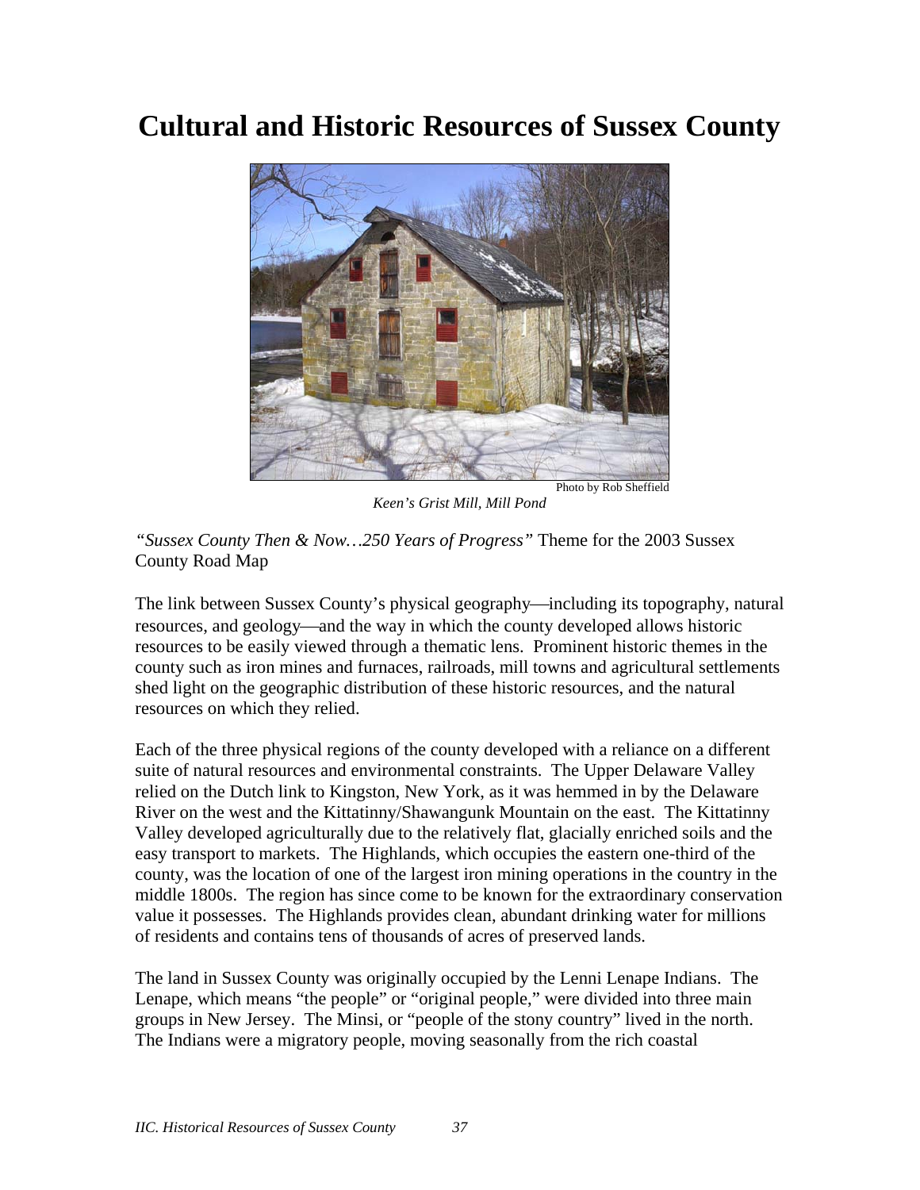# Cultural and Historic Resources of Sussex County

Photo by Rob Sheffield

*Keen's Grist Mill, Mill Pond*

*"Sussex County Then & Now…250 Years of Progress"* Theme for the 2003 Sussex County Road Map

The link between Sussex County's physical geography—including its topography, natural resources, and geology—and the way in which the county developed allows historic resources to be easily viewed through a thematic lens. Prominent historic themes in the county such as iron mines and furnaces, railroads, mill towns and agricultural settlements shed light on the geographic distribution of these historic resources, and the natural resources on which they relied.

Each of the three physical regions of the county developed with a reliance on a different suite of natural resources and environmental constraints. The Upper Delaware Valley relied on the Dutch link to Kingston, New York, as it was hemmed in by the Delaware River on the west and the Kittatinny/Shawangunk Mountain on the east. The Kittatinny Valley developed agriculturally due to the relatively flat, glacially enriched soils and the easy transport to markets. The Highlands, which occupies the eastern one-third of the county, was the location of one of the largest iron mining operations in the country in the middle 1800s. The region has since come to be known for the extraordinary conservation value it possesses. The Highlands provides clean, abundant drinking water for millions of residents and contains tens of thousands of acres of preserved lands.

The land in Sussex County was originally occupied by the Lenni Lenape Indians. The Lenape, which means "the people" or "original people," were divided into three main groups in New Jersey. The Minsi, or "people of the stony country" lived in the north. The Indians were a migratory people, moving seasonally from the rich coastal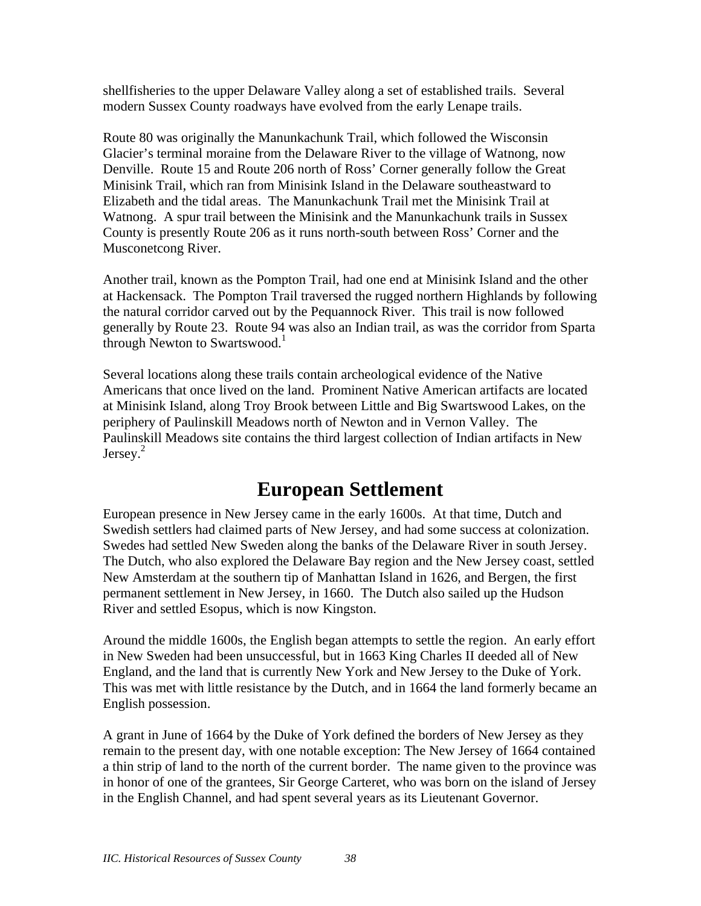shellfisheries to the upper Delaware Valley along a set of established trails. Several modern Sussex County roadways have evolved from the early Lenape trails.

Route 80 was originally the Manunkachunk Trail, which followed the Wisconsin Glacier's terminal moraine from the Delaware River to the village of Watnong, now Denville. Route 15 and Route 206 north of Ross' Corner generally follow the Great Minisink Trail, which ran from Minisink Island in the Delaware southeastward to Elizabeth and the tidal areas. The Manunkachunk Trail met the Minisink Trail at Watnong. A spur trail between the Minisink and the Manunkachunk trails in Sussex County is presently Route 206 as it runs north-south between Ross' Corner and the Musconetcong River.

Another trail, known as the Pompton Trail, had one end at Minisink Island and the other at Hackensack. The Pompton Trail traversed the rugged northern Highlands by following the natural corridor carved out by the Pequannock River. This trail is now followed generally by Route 23. Route 94 was also an Indian trail, as was the corridor from Sparta through Newton to Swartswood.[1]

Several locations along these trails contain archeological evidence of the Native Americans that once lived on the land. Prominent Native American artifacts are located at Minisink Island, along Troy Brook between Little and Big Swartswood Lakes, on the periphery of Paulinskill Meadows north of Newton and in Vernon Valley. The Paulinskill Meadows site contains the third largest collection of Indian artifacts in New Jersey.[2]

# European Settlement

European presence in New Jersey came in the early 1600s. At that time, Dutch and Swedish settlers had claimed parts of New Jersey, and had some success at colonization. Swedes had settled New Sweden along the banks of the Delaware River in south Jersey. The Dutch, who also explored the Delaware Bay region and the New Jersey coast, settled New Amsterdam at the southern tip of Manhattan Island in 1626, and Bergen, the first permanent settlement in New Jersey, in 1660. The Dutch also sailed up the Hudson River and settled Esopus, which is now Kingston.

Around the middle 1600s, the English began attempts to settle the region. An early effort in New Sweden had been unsuccessful, but in 1663 King Charles II deeded all of New England, and the land that is currently New York and New Jersey to the Duke of York. This was met with little resistance by the Dutch, and in 1664 the land formerly became an English possession.

A grant in June of 1664 by the Duke of York defined the borders of New Jersey as they remain to the present day, with one notable exception: The New Jersey of 1664 contained a thin strip of land to the north of the current border. The name given to the province was in honor of one of the grantees, Sir George Carteret, who was born on the island of Jersey in the English Channel, and had spent several years as its Lieutenant Governor.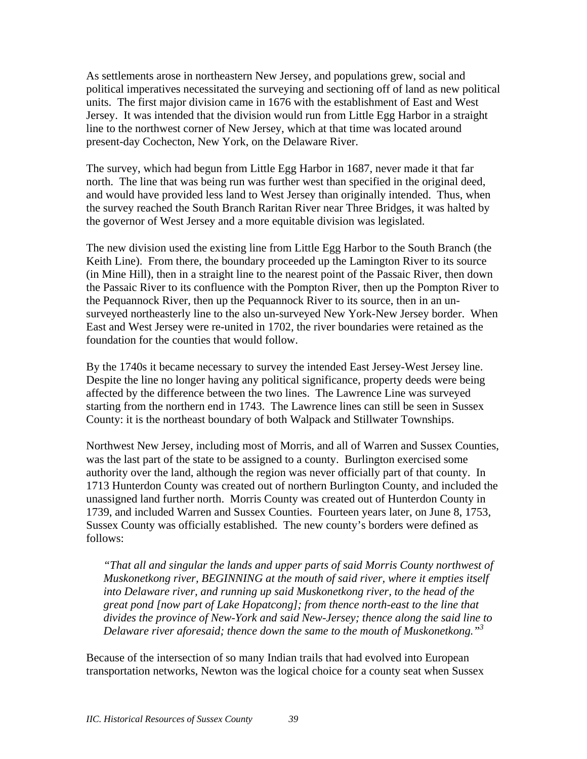As settlements arose in northeastern New Jersey, and populations grew, social and political imperatives necessitated the surveying and sectioning off of land as new political units. The first major division came in 1676 with the establishment of East and West Jersey. It was intended that the division would run from Little Egg Harbor in a straight line to the northwest corner of New Jersey, which at that time was located around present-day Cochecton, New York, on the Delaware River.

The survey, which had begun from Little Egg Harbor in 1687, never made it that far north. The line that was being run was further west than specified in the original deed, and would have provided less land to West Jersey than originally intended. Thus, when the survey reached the South Branch Raritan River near Three Bridges, it was halted by the governor of West Jersey and a more equitable division was legislated.

The new division used the existing line from Little Egg Harbor to the South Branch (the Keith Line). From there, the boundary proceeded up the Lamington River to its source (in Mine Hill), then in a straight line to the nearest point of the Passaic River, then down the Passaic River to its confluence with the Pompton River, then up the Pompton River to the Pequannock River, then up the Pequannock River to its source, then in an un-surveyed northeasterly line to the also un-surveyed New York-New Jersey border. When East and West Jersey were re-united in 1702, the river boundaries were retained as the foundation for the counties that would follow.

By the 1740s it became necessary to survey the intended East Jersey-West Jersey line. Despite the line no longer having any political significance, property deeds were being affected by the difference between the two lines. The Lawrence Line was surveyed starting from the northern end in 1743. The Lawrence lines can still be seen in Sussex County: it is the northeast boundary of both Walpack and Stillwater Townships.

Northwest New Jersey, including most of Morris, and all of Warren and Sussex Counties, was the last part of the state to be assigned to a county. Burlington exercised some authority over the land, although the region was never officially part of that county. In 1713 Hunterdon County was created out of northern Burlington County, and included the unassigned land further north. Morris County was created out of Hunterdon County in 1739, and included Warren and Sussex Counties. Fourteen years later, on June 8, 1753, Sussex County was officially established. The new county's borders were defined as follows:

> *"That all and singular the lands and upper parts of said Morris County northwest of Muskonetkong river, BEGINNING at the mouth of said river, where it empties itself into Delaware river, and running up said Muskonetkong river, to the head of the great pond [now part of Lake Hopatcong]; from thence north-east to the line that divides the province of New-York and said New-Jersey; thence along the said line to Delaware river aforesaid; thence down the same to the mouth of Muskonetkong."*[3]

Because of the intersection of so many Indian trails that had evolved into European transportation networks, Newton was the logical choice for a county seat when Sussex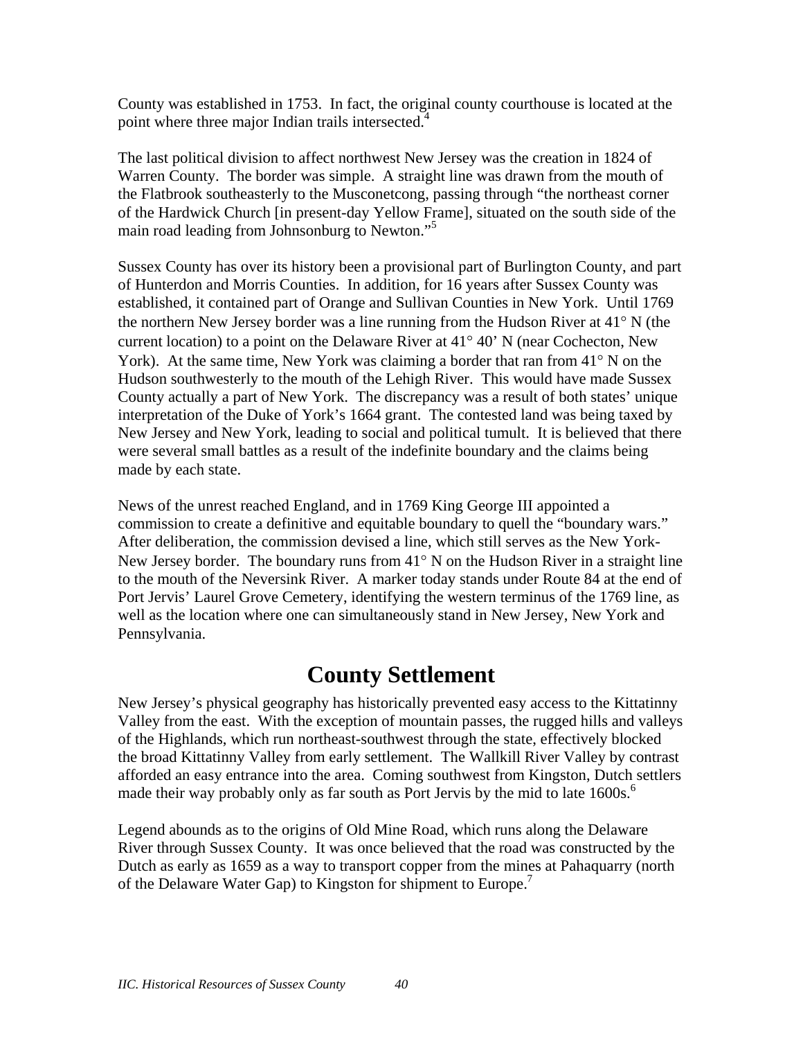County was established in 1753. In fact, the original county courthouse is located at the point where three major Indian trails intersected.[4]

The last political division to affect northwest New Jersey was the creation in 1824 of Warren County. The border was simple. A straight line was drawn from the mouth of the Flatbrook southeasterly to the Musconetcong, passing through "the northeast corner of the Hardwick Church [in present-day Yellow Frame], situated on the south side of the main road leading from Johnsonburg to Newton."[5]

Sussex County has over its history been a provisional part of Burlington County, and part of Hunterdon and Morris Counties. In addition, for 16 years after Sussex County was established, it contained part of Orange and Sullivan Counties in New York. Until 1769 the northern New Jersey border was a line running from the Hudson River at 41° N (the current location) to a point on the Delaware River at 41° 40' N (near Cochecton, New York). At the same time, New York was claiming a border that ran from 41° N on the Hudson southwesterly to the mouth of the Lehigh River. This would have made Sussex County actually a part of New York. The discrepancy was a result of both states' unique interpretation of the Duke of York's 1664 grant. The contested land was being taxed by New Jersey and New York, leading to social and political tumult. It is believed that there were several small battles as a result of the indefinite boundary and the claims being made by each state.

News of the unrest reached England, and in 1769 King George III appointed a commission to create a definitive and equitable boundary to quell the "boundary wars." After deliberation, the commission devised a line, which still serves as the New York-New Jersey border. The boundary runs from 41° N on the Hudson River in a straight line to the mouth of the Neversink River. A marker today stands under Route 84 at the end of Port Jervis' Laurel Grove Cemetery, identifying the western terminus of the 1769 line, as well as the location where one can simultaneously stand in New Jersey, New York and Pennsylvania.

## County Settlement

New Jersey's physical geography has historically prevented easy access to the Kittatinny Valley from the east. With the exception of mountain passes, the rugged hills and valleys of the Highlands, which run northeast-southwest through the state, effectively blocked the broad Kittatinny Valley from early settlement. The Wallkill River Valley by contrast afforded an easy entrance into the area. Coming southwest from Kingston, Dutch settlers made their way probably only as far south as Port Jervis by the mid to late 1600s.[6]

Legend abounds as to the origins of Old Mine Road, which runs along the Delaware River through Sussex County. It was once believed that the road was constructed by the Dutch as early as 1659 as a way to transport copper from the mines at Pahaquarry (north of the Delaware Water Gap) to Kingston for shipment to Europe.[7]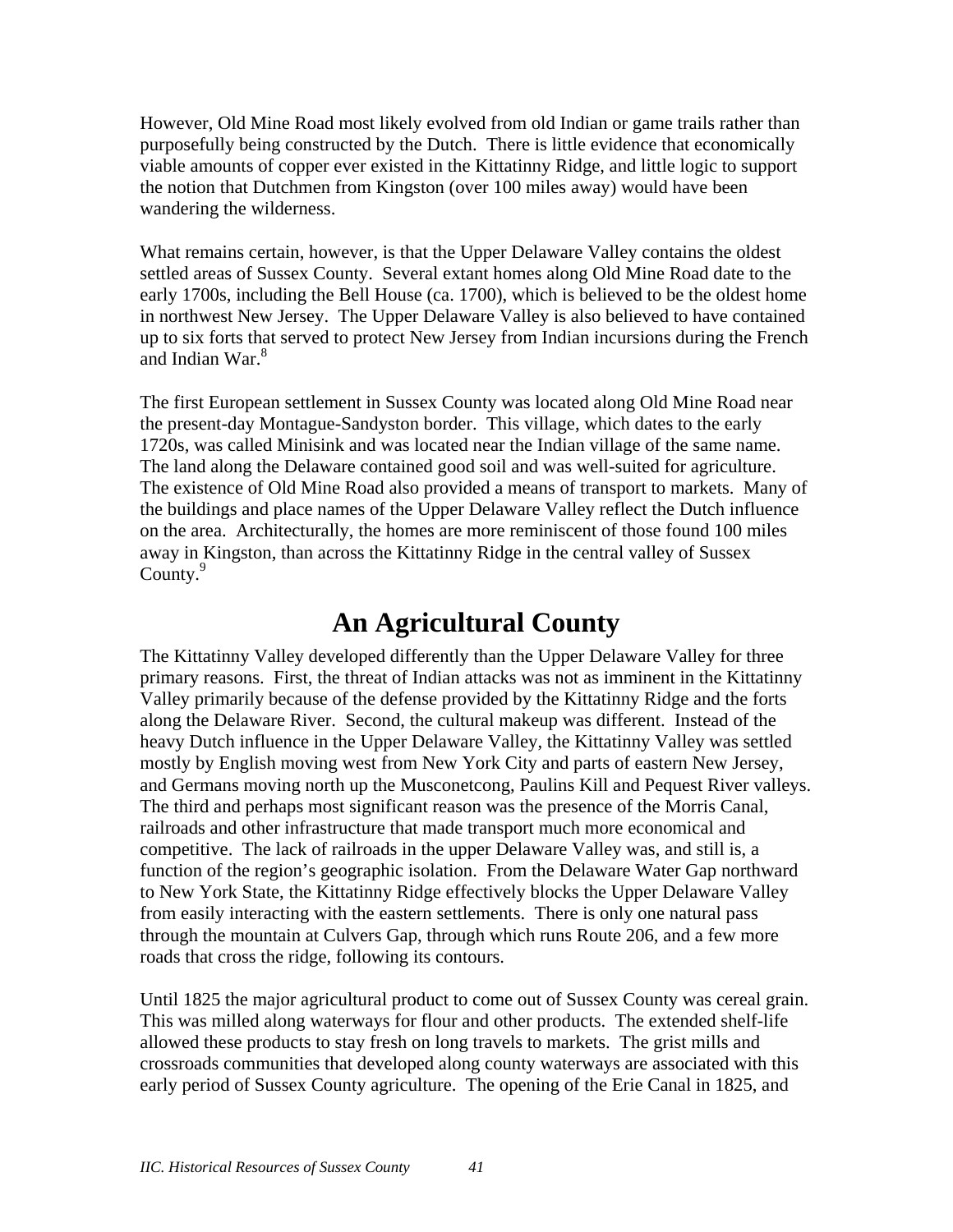However, Old Mine Road most likely evolved from old Indian or game trails rather than purposefully being constructed by the Dutch. There is little evidence that economically viable amounts of copper ever existed in the Kittatinny Ridge, and little logic to support the notion that Dutchmen from Kingston (over 100 miles away) would have been wandering the wilderness.

What remains certain, however, is that the Upper Delaware Valley contains the oldest settled areas of Sussex County. Several extant homes along Old Mine Road date to the early 1700s, including the Bell House (ca. 1700), which is believed to be the oldest home in northwest New Jersey. The Upper Delaware Valley is also believed to have contained up to six forts that served to protect New Jersey from Indian incursions during the French and Indian War.[8]

The first European settlement in Sussex County was located along Old Mine Road near the present-day Montague-Sandyston border. This village, which dates to the early 1720s, was called Minisink and was located near the Indian village of the same name. The land along the Delaware contained good soil and was well-suited for agriculture. The existence of Old Mine Road also provided a means of transport to markets. Many of the buildings and place names of the Upper Delaware Valley reflect the Dutch influence on the area. Architecturally, the homes are more reminiscent of those found 100 miles away in Kingston, than across the Kittatinny Ridge in the central valley of Sussex County.[9]

# An Agricultural County

The Kittatinny Valley developed differently than the Upper Delaware Valley for three primary reasons. First, the threat of Indian attacks was not as imminent in the Kittatinny Valley primarily because of the defense provided by the Kittatinny Ridge and the forts along the Delaware River. Second, the cultural makeup was different. Instead of the heavy Dutch influence in the Upper Delaware Valley, the Kittatinny Valley was settled mostly by English moving west from New York City and parts of eastern New Jersey, and Germans moving north up the Musconetcong, Paulins Kill and Pequest River valleys. The third and perhaps most significant reason was the presence of the Morris Canal, railroads and other infrastructure that made transport much more economical and competitive. The lack of railroads in the upper Delaware Valley was, and still is, a function of the region's geographic isolation. From the Delaware Water Gap northward to New York State, the Kittatinny Ridge effectively blocks the Upper Delaware Valley from easily interacting with the eastern settlements. There is only one natural pass through the mountain at Culvers Gap, through which runs Route 206, and a few more roads that cross the ridge, following its contours.

Until 1825 the major agricultural product to come out of Sussex County was cereal grain. This was milled along waterways for flour and other products. The extended shelf-life allowed these products to stay fresh on long travels to markets. The grist mills and crossroads communities that developed along county waterways are associated with this early period of Sussex County agriculture. The opening of the Erie Canal in 1825, and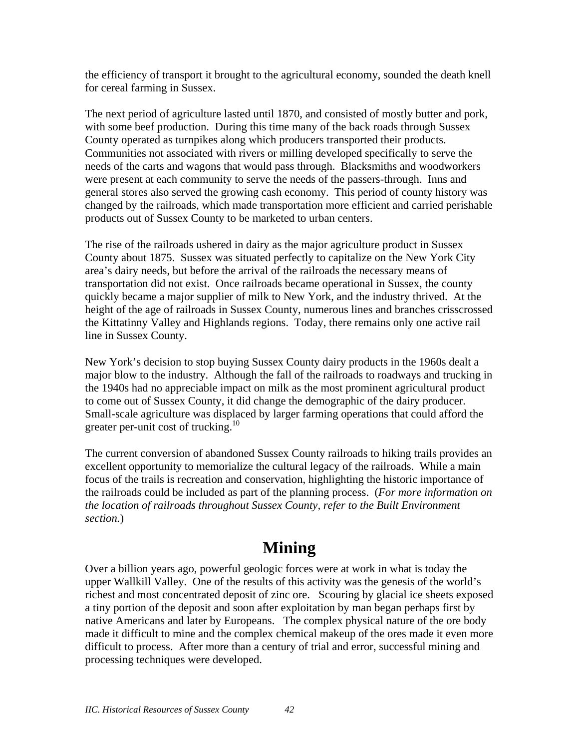the efficiency of transport it brought to the agricultural economy, sounded the death knell for cereal farming in Sussex.

The next period of agriculture lasted until 1870, and consisted of mostly butter and pork, with some beef production. During this time many of the back roads through Sussex County operated as turnpikes along which producers transported their products. Communities not associated with rivers or milling developed specifically to serve the needs of the carts and wagons that would pass through. Blacksmiths and woodworkers were present at each community to serve the needs of the passers-through. Inns and general stores also served the growing cash economy. This period of county history was changed by the railroads, which made transportation more efficient and carried perishable products out of Sussex County to be marketed to urban centers.

The rise of the railroads ushered in dairy as the major agriculture product in Sussex County about 1875. Sussex was situated perfectly to capitalize on the New York City area's dairy needs, but before the arrival of the railroads the necessary means of transportation did not exist. Once railroads became operational in Sussex, the county quickly became a major supplier of milk to New York, and the industry thrived. At the height of the age of railroads in Sussex County, numerous lines and branches crisscrossed the Kittatinny Valley and Highlands regions. Today, there remains only one active rail line in Sussex County.

New York's decision to stop buying Sussex County dairy products in the 1960s dealt a major blow to the industry. Although the fall of the railroads to roadways and trucking in the 1940s had no appreciable impact on milk as the most prominent agricultural product to come out of Sussex County, it did change the demographic of the dairy producer. Small-scale agriculture was displaced by larger farming operations that could afford the greater per-unit cost of trucking.[10]

The current conversion of abandoned Sussex County railroads to hiking trails provides an excellent opportunity to memorialize the cultural legacy of the railroads. While a main focus of the trails is recreation and conservation, highlighting the historic importance of the railroads could be included as part of the planning process. (*For more information on the location of railroads throughout Sussex County, refer to the Built Environment section.*)

# Mining

Over a billion years ago, powerful geologic forces were at work in what is today the upper Wallkill Valley. One of the results of this activity was the genesis of the world's richest and most concentrated deposit of zinc ore. Scouring by glacial ice sheets exposed a tiny portion of the deposit and soon after exploitation by man began perhaps first by native Americans and later by Europeans. The complex physical nature of the ore body made it difficult to mine and the complex chemical makeup of the ores made it even more difficult to process. After more than a century of trial and error, successful mining and processing techniques were developed.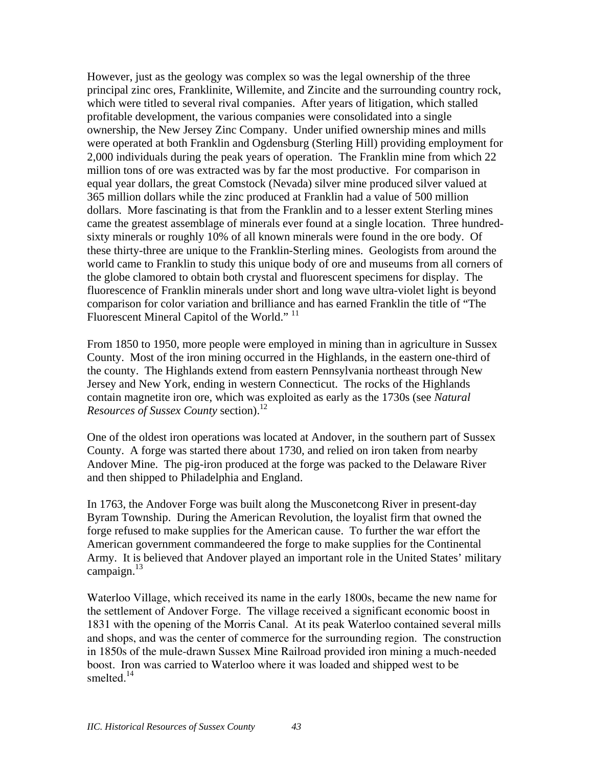However, just as the geology was complex so was the legal ownership of the three principal zinc ores, Franklinite, Willemite, and Zincite and the surrounding country rock, which were titled to several rival companies. After years of litigation, which stalled profitable development, the various companies were consolidated into a single ownership, the New Jersey Zinc Company. Under unified ownership mines and mills were operated at both Franklin and Ogdensburg (Sterling Hill) providing employment for 2,000 individuals during the peak years of operation. The Franklin mine from which 22 million tons of ore was extracted was by far the most productive. For comparison in equal year dollars, the great Comstock (Nevada) silver mine produced silver valued at 365 million dollars while the zinc produced at Franklin had a value of 500 million dollars. More fascinating is that from the Franklin and to a lesser extent Sterling mines came the greatest assemblage of minerals ever found at a single location. Three hundred-sixty minerals or roughly 10% of all known minerals were found in the ore body. Of these thirty-three are unique to the Franklin-Sterling mines. Geologists from around the world came to Franklin to study this unique body of ore and museums from all corners of the globe clamored to obtain both crystal and fluorescent specimens for display. The fluorescence of Franklin minerals under short and long wave ultra-violet light is beyond comparison for color variation and brilliance and has earned Franklin the title of "The Fluorescent Mineral Capitol of the World." [11]

From 1850 to 1950, more people were employed in mining than in agriculture in Sussex County. Most of the iron mining occurred in the Highlands, in the eastern one-third of the county. The Highlands extend from eastern Pennsylvania northeast through New Jersey and New York, ending in western Connecticut. The rocks of the Highlands contain magnetite iron ore, which was exploited as early as the 1730s (see *Natural Resources of Sussex County* section).[12]

One of the oldest iron operations was located at Andover, in the southern part of Sussex County. A forge was started there about 1730, and relied on iron taken from nearby Andover Mine. The pig-iron produced at the forge was packed to the Delaware River and then shipped to Philadelphia and England.

In 1763, the Andover Forge was built along the Musconetcong River in present-day Byram Township. During the American Revolution, the loyalist firm that owned the forge refused to make supplies for the American cause. To further the war effort the American government commandeered the forge to make supplies for the Continental Army. It is believed that Andover played an important role in the United States' military campaign.[13]

Waterloo Village, which received its name in the early 1800s, became the new name for the settlement of Andover Forge. The village received a significant economic boost in 1831 with the opening of the Morris Canal. At its peak Waterloo contained several mills and shops, and was the center of commerce for the surrounding region. The construction in 1850s of the mule-drawn Sussex Mine Railroad provided iron mining a much-needed boost. Iron was carried to Waterloo where it was loaded and shipped west to be smelted.[14]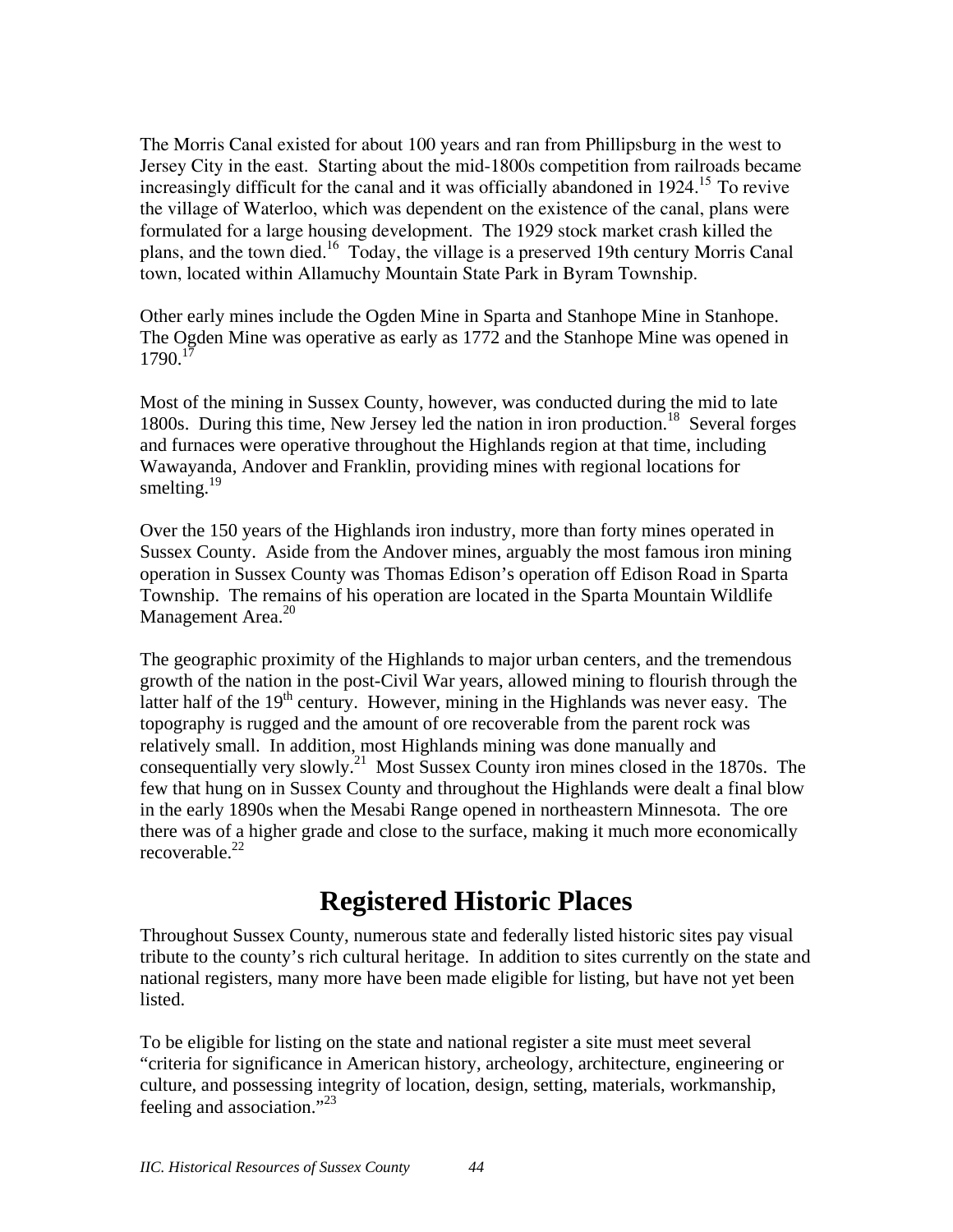The Morris Canal existed for about 100 years and ran from Phillipsburg in the west to Jersey City in the east. Starting about the mid-1800s competition from railroads became increasingly difficult for the canal and it was officially abandoned in 1924.[15] To revive the village of Waterloo, which was dependent on the existence of the canal, plans were formulated for a large housing development. The 1929 stock market crash killed the plans, and the town died.[16] Today, the village is a preserved 19th century Morris Canal town, located within Allamuchy Mountain State Park in Byram Township.

Other early mines include the Ogden Mine in Sparta and Stanhope Mine in Stanhope. The Ogden Mine was operative as early as 1772 and the Stanhope Mine was opened in 1790.[17]

Most of the mining in Sussex County, however, was conducted during the mid to late 1800s. During this time, New Jersey led the nation in iron production.[18] Several forges and furnaces were operative throughout the Highlands region at that time, including Wawayanda, Andover and Franklin, providing mines with regional locations for smelting.[19]

Over the 150 years of the Highlands iron industry, more than forty mines operated in Sussex County. Aside from the Andover mines, arguably the most famous iron mining operation in Sussex County was Thomas Edison's operation off Edison Road in Sparta Township. The remains of his operation are located in the Sparta Mountain Wildlife Management Area.[20]

The geographic proximity of the Highlands to major urban centers, and the tremendous growth of the nation in the post-Civil War years, allowed mining to flourish through the latter half of the 19th century. However, mining in the Highlands was never easy. The topography is rugged and the amount of ore recoverable from the parent rock was relatively small. In addition, most Highlands mining was done manually and consequentially very slowly.[21] Most Sussex County iron mines closed in the 1870s. The few that hung on in Sussex County and throughout the Highlands were dealt a final blow in the early 1890s when the Mesabi Range opened in northeastern Minnesota. The ore there was of a higher grade and close to the surface, making it much more economically recoverable.[22]

# Registered Historic Places

Throughout Sussex County, numerous state and federally listed historic sites pay visual tribute to the county's rich cultural heritage. In addition to sites currently on the state and national registers, many more have been made eligible for listing, but have not yet been listed.

To be eligible for listing on the state and national register a site must meet several "criteria for significance in American history, archeology, architecture, engineering or culture, and possessing integrity of location, design, setting, materials, workmanship, feeling and association."[23]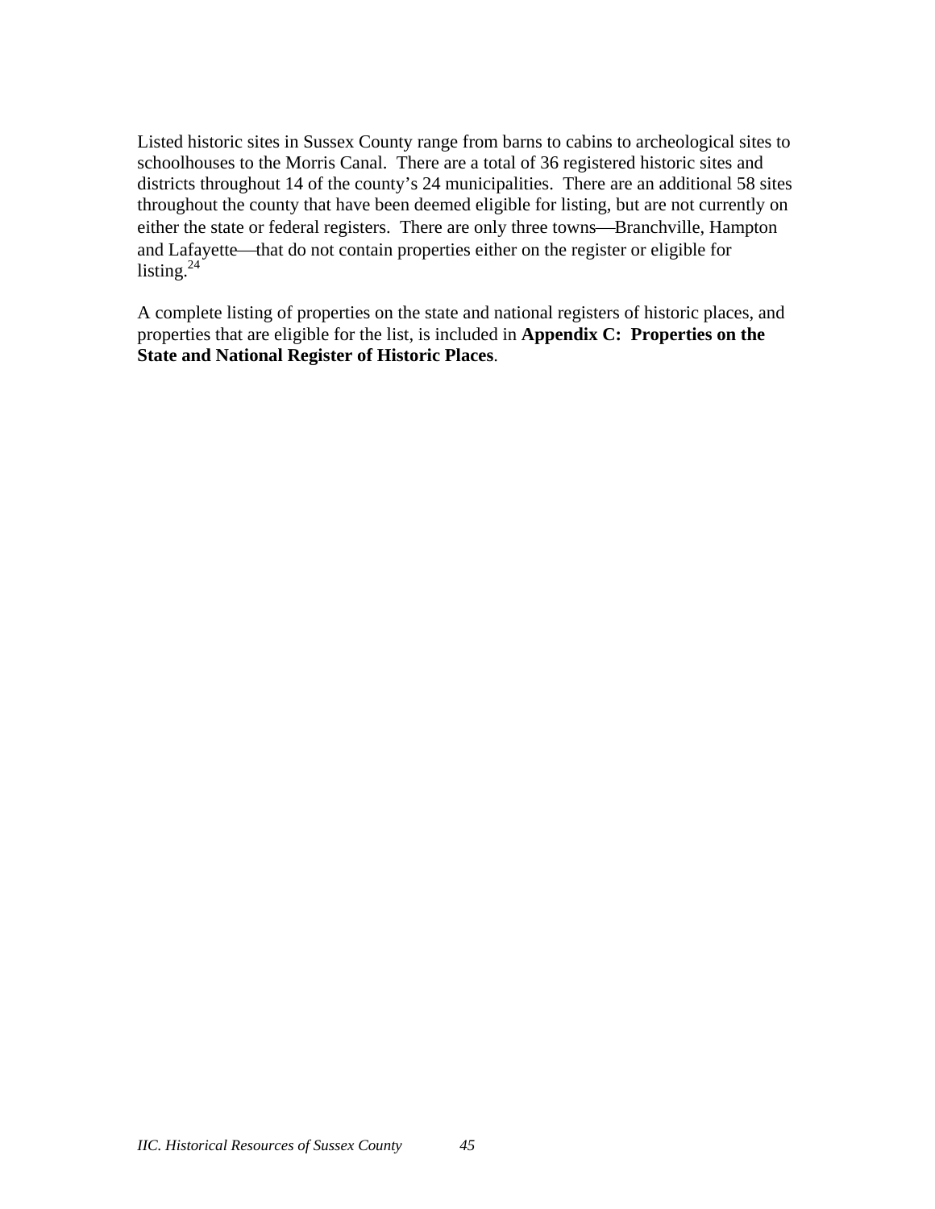Listed historic sites in Sussex County range from barns to cabins to archeological sites to schoolhouses to the Morris Canal. There are a total of 36 registered historic sites and districts throughout 14 of the county's 24 municipalities. There are an additional 58 sites throughout the county that have been deemed eligible for listing, but are not currently on either the state or federal registers. There are only three towns—Branchville, Hampton and Lafayette—that do not contain properties either on the register or eligible for listing.[24]

A complete listing of properties on the state and national registers of historic places, and properties that are eligible for the list, is included in **Appendix C: Properties on the State and National Register of Historic Places**.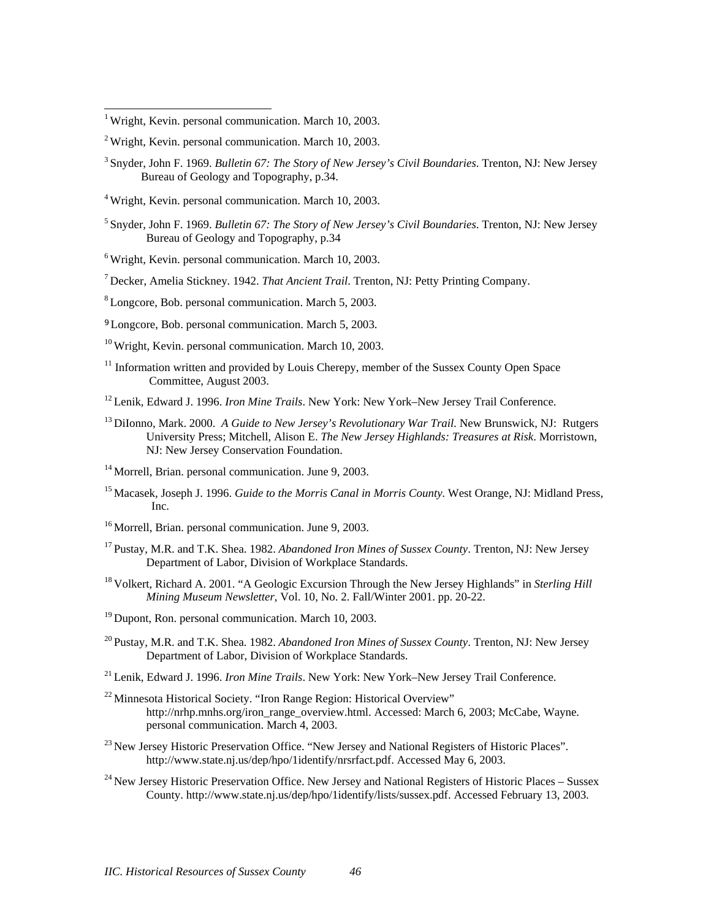[1] Wright, Kevin. personal communication. March 10, 2003.

[2] Wright, Kevin. personal communication. March 10, 2003.

[3] Snyder, John F. 1969. *Bulletin 67: The Story of New Jersey's Civil Boundaries*. Trenton, NJ: New Jersey Bureau of Geology and Topography, p.34.

[4] Wright, Kevin. personal communication. March 10, 2003.

[5] Snyder, John F. 1969. *Bulletin 67: The Story of New Jersey's Civil Boundaries*. Trenton, NJ: New Jersey Bureau of Geology and Topography, p.34

[6] Wright, Kevin. personal communication. March 10, 2003.

[7] Decker, Amelia Stickney. 1942. *That Ancient Trail*. Trenton, NJ: Petty Printing Company.

[8] Longcore, Bob. personal communication. March 5, 2003.

[9] Longcore, Bob. personal communication. March 5, 2003.

[10] Wright, Kevin. personal communication. March 10, 2003.

[11] Information written and provided by Louis Cherepy, member of the Sussex County Open Space Committee, August 2003.

[12] Lenik, Edward J. 1996. *Iron Mine Trails*. New York: New York–New Jersey Trail Conference.

[13] DiIonno, Mark. 2000. *A Guide to New Jersey's Revolutionary War Trail*. New Brunswick, NJ: Rutgers University Press; Mitchell, Alison E. *The New Jersey Highlands: Treasures at Risk*. Morristown, NJ: New Jersey Conservation Foundation.

[14] Morrell, Brian. personal communication. June 9, 2003.

[15] Macasek, Joseph J. 1996. *Guide to the Morris Canal in Morris County*. West Orange, NJ: Midland Press, Inc.

[16] Morrell, Brian. personal communication. June 9, 2003.

[17] Pustay, M.R. and T.K. Shea. 1982. *Abandoned Iron Mines of Sussex County*. Trenton, NJ: New Jersey Department of Labor, Division of Workplace Standards.

[18] Volkert, Richard A. 2001. "A Geologic Excursion Through the New Jersey Highlands" in *Sterling Hill Mining Museum Newsletter*, Vol. 10, No. 2. Fall/Winter 2001. pp. 20-22.

[19] Dupont, Ron. personal communication. March 10, 2003.

[20] Pustay, M.R. and T.K. Shea. 1982. *Abandoned Iron Mines of Sussex County*. Trenton, NJ: New Jersey Department of Labor, Division of Workplace Standards.

[21] Lenik, Edward J. 1996. *Iron Mine Trails*. New York: New York–New Jersey Trail Conference.

[22] Minnesota Historical Society. "Iron Range Region: Historical Overview" http://nrhp.mnhs.org/iron_range_overview.html. Accessed: March 6, 2003; McCabe, Wayne. personal communication. March 4, 2003.

[23] New Jersey Historic Preservation Office. "New Jersey and National Registers of Historic Places". http://www.state.nj.us/dep/hpo/1identify/nrsrfact.pdf. Accessed May 6, 2003.

[24] New Jersey Historic Preservation Office. New Jersey and National Registers of Historic Places – Sussex County. http://www.state.nj.us/dep/hpo/1identify/lists/sussex.pdf. Accessed February 13, 2003.